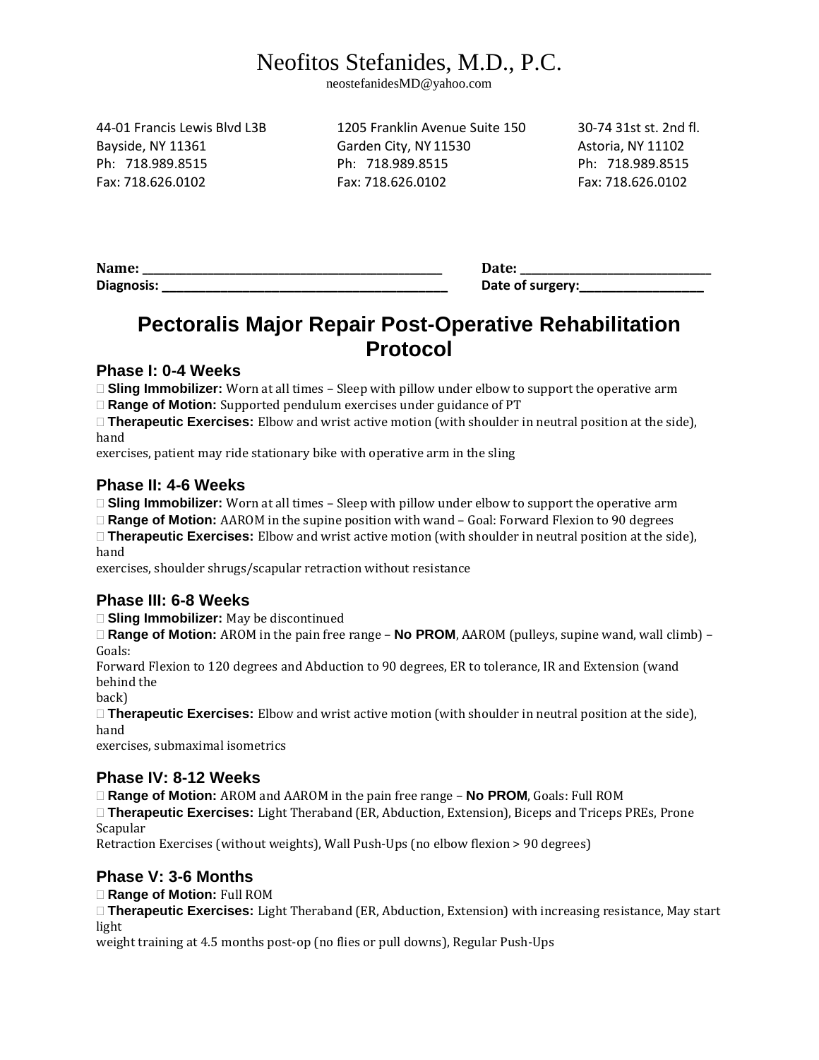# Neofitos Stefanides, M.D., P.C.

neostefanidesMD@yahoo.com

44-01 Francis Lewis Blvd L3B
Bayside, NY 11361
Ph: 718.989.8515
Fax: 718.626.0102

1205 Franklin Avenue Suite 150
Garden City, NY 11530
Ph: 718.989.8515
Fax: 718.626.0102

30-74 31st st. 2nd fl.
Astoria, NY 11102
Ph: 718.989.8515
Fax: 718.626.0102

**Name:** ______________________________ **Date:** ______________________
**Diagnosis:** ____________________________ **Date of surgery:**______________

## Pectoralis Major Repair Post-Operative Rehabilitation Protocol

### Phase I: 0-4 Weeks

- **Sling Immobilizer:** Worn at all times – Sleep with pillow under elbow to support the operative arm
- **Range of Motion:** Supported pendulum exercises under guidance of PT
- **Therapeutic Exercises:** Elbow and wrist active motion (with shoulder in neutral position at the side), hand exercises, patient may ride stationary bike with operative arm in the sling

### Phase II: 4-6 Weeks

- **Sling Immobilizer:** Worn at all times – Sleep with pillow under elbow to support the operative arm
- **Range of Motion:** AAROM in the supine position with wand – Goal: Forward Flexion to 90 degrees
- **Therapeutic Exercises:** Elbow and wrist active motion (with shoulder in neutral position at the side), hand exercises, shoulder shrugs/scapular retraction without resistance

### Phase III: 6-8 Weeks

- **Sling Immobilizer:** May be discontinued
- **Range of Motion:** AROM in the pain free range – **No PROM**, AAROM (pulleys, supine wand, wall climb) – Goals: Forward Flexion to 120 degrees and Abduction to 90 degrees, ER to tolerance, IR and Extension (wand behind the back)
- **Therapeutic Exercises:** Elbow and wrist active motion (with shoulder in neutral position at the side), hand exercises, submaximal isometrics

### Phase IV: 8-12 Weeks

- **Range of Motion:** AROM and AAROM in the pain free range – **No PROM**, Goals: Full ROM
- **Therapeutic Exercises:** Light Theraband (ER, Abduction, Extension), Biceps and Triceps PREs, Prone Scapular Retraction Exercises (without weights), Wall Push-Ups (no elbow flexion > 90 degrees)

### Phase V: 3-6 Months

- **Range of Motion:** Full ROM
- **Therapeutic Exercises:** Light Theraband (ER, Abduction, Extension) with increasing resistance, May start light weight training at 4.5 months post-op (no flies or pull downs), Regular Push-Ups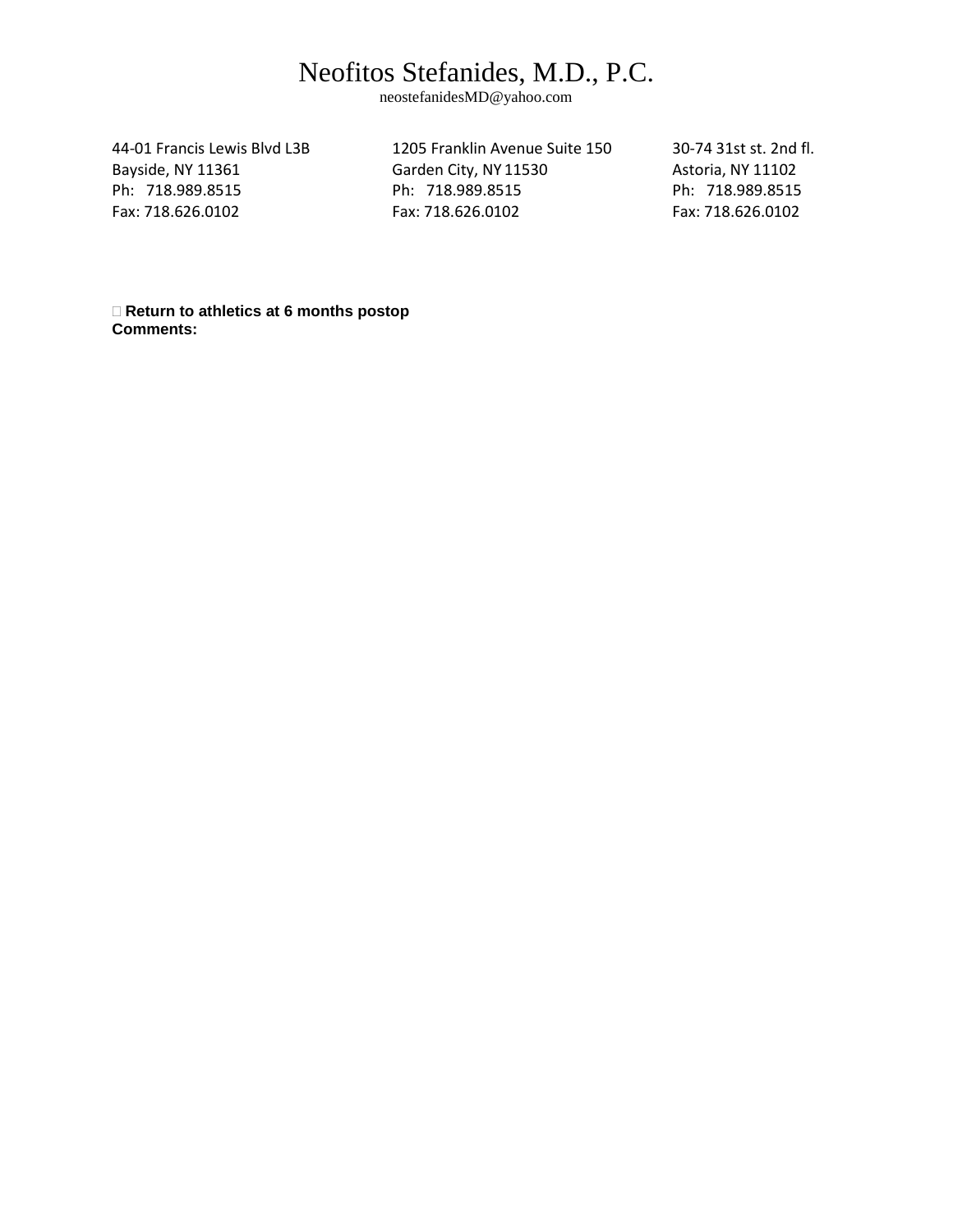# Neofitos Stefanides, M.D., P.C.

neostefanidesMD@yahoo.com

44-01 Francis Lewis Blvd L3B
Bayside, NY 11361
Ph: 718.989.8515
Fax: 718.626.0102

1205 Franklin Avenue Suite 150
Garden City, NY 11530
Ph: 718.989.8515
Fax: 718.626.0102

30-74 31st st. 2nd fl.
Astoria, NY 11102
Ph: 718.989.8515
Fax: 718.626.0102

☐ **Return to athletics at 6 months postop**

**Comments:**